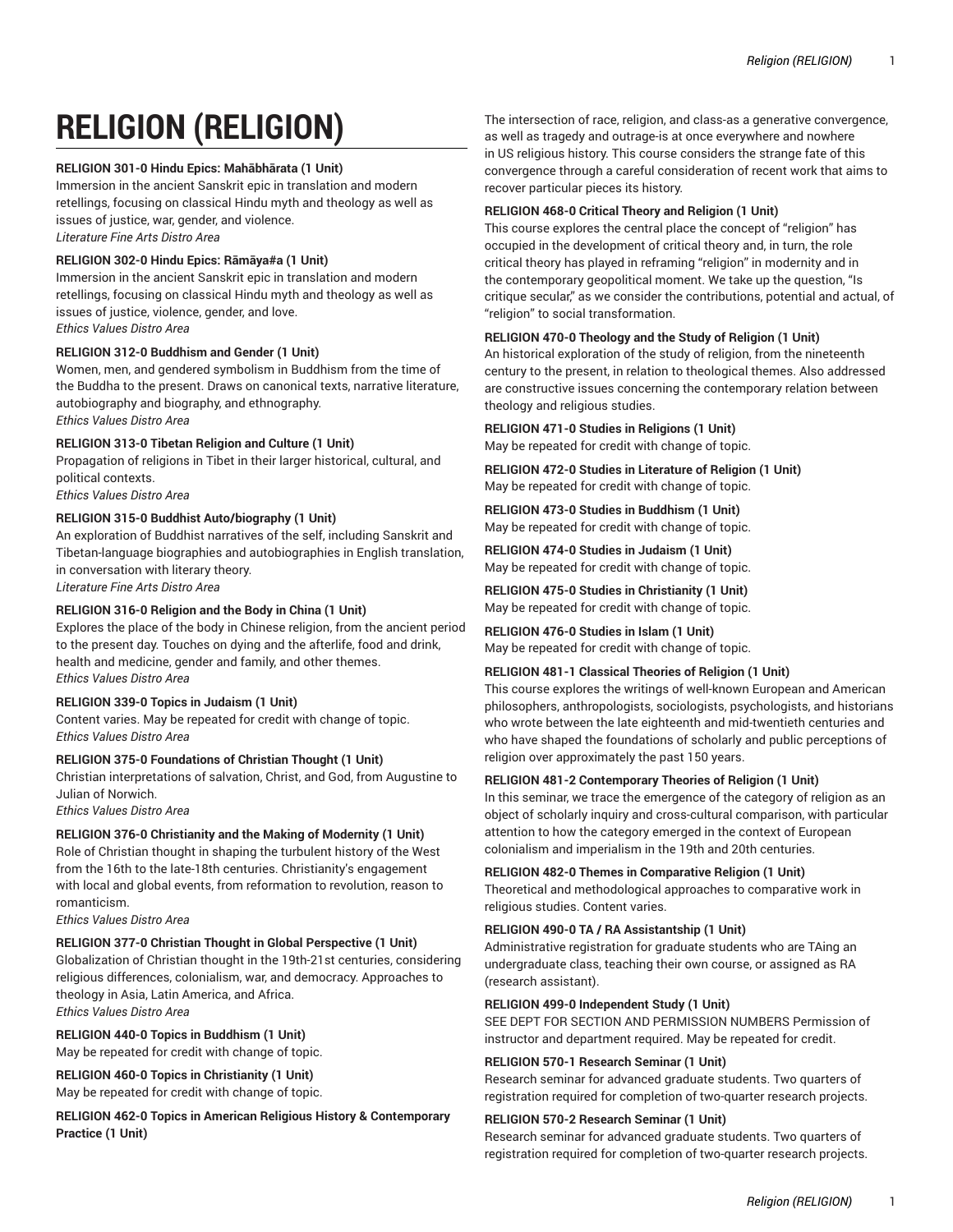# RELIGION (RELIGION)

**RELIGION 301-0 Hindu Epics: Mahābhārata (1 Unit)**
Immersion in the ancient Sanskrit epic in translation and modern retellings, focusing on classical Hindu myth and theology as well as issues of justice, war, gender, and violence.
*Literature Fine Arts Distro Area*

**RELIGION 302-0 Hindu Epics: Rāmāya#a (1 Unit)**
Immersion in the ancient Sanskrit epic in translation and modern retellings, focusing on classical Hindu myth and theology as well as issues of justice, violence, gender, and love.
*Ethics Values Distro Area*

**RELIGION 312-0 Buddhism and Gender (1 Unit)**
Women, men, and gendered symbolism in Buddhism from the time of the Buddha to the present. Draws on canonical texts, narrative literature, autobiography and biography, and ethnography.
*Ethics Values Distro Area*

**RELIGION 313-0 Tibetan Religion and Culture (1 Unit)**
Propagation of religions in Tibet in their larger historical, cultural, and political contexts.
*Ethics Values Distro Area*

**RELIGION 315-0 Buddhist Auto/biography (1 Unit)**
An exploration of Buddhist narratives of the self, including Sanskrit and Tibetan-language biographies and autobiographies in English translation, in conversation with literary theory.
*Literature Fine Arts Distro Area*

**RELIGION 316-0 Religion and the Body in China (1 Unit)**
Explores the place of the body in Chinese religion, from the ancient period to the present day. Touches on dying and the afterlife, food and drink, health and medicine, gender and family, and other themes.
*Ethics Values Distro Area*

**RELIGION 339-0 Topics in Judaism (1 Unit)**
Content varies. May be repeated for credit with change of topic.
*Ethics Values Distro Area*

**RELIGION 375-0 Foundations of Christian Thought (1 Unit)**
Christian interpretations of salvation, Christ, and God, from Augustine to Julian of Norwich.
*Ethics Values Distro Area*

**RELIGION 376-0 Christianity and the Making of Modernity (1 Unit)**
Role of Christian thought in shaping the turbulent history of the West from the 16th to the late-18th centuries. Christianity's engagement with local and global events, from reformation to revolution, reason to romanticism.
*Ethics Values Distro Area*

**RELIGION 377-0 Christian Thought in Global Perspective (1 Unit)**
Globalization of Christian thought in the 19th-21st centuries, considering religious differences, colonialism, war, and democracy. Approaches to theology in Asia, Latin America, and Africa.
*Ethics Values Distro Area*

**RELIGION 440-0 Topics in Buddhism (1 Unit)**
May be repeated for credit with change of topic.

**RELIGION 460-0 Topics in Christianity (1 Unit)**
May be repeated for credit with change of topic.

**RELIGION 462-0 Topics in American Religious History & Contemporary Practice (1 Unit)**
The intersection of race, religion, and class-as a generative convergence, as well as tragedy and outrage-is at once everywhere and nowhere in US religious history. This course considers the strange fate of this convergence through a careful consideration of recent work that aims to recover particular pieces its history.

**RELIGION 468-0 Critical Theory and Religion (1 Unit)**
This course explores the central place the concept of "religion" has occupied in the development of critical theory and, in turn, the role critical theory has played in reframing "religion" in modernity and in the contemporary geopolitical moment. We take up the question, "Is critique secular," as we consider the contributions, potential and actual, of "religion" to social transformation.

**RELIGION 470-0 Theology and the Study of Religion (1 Unit)**
An historical exploration of the study of religion, from the nineteenth century to the present, in relation to theological themes. Also addressed are constructive issues concerning the contemporary relation between theology and religious studies.

**RELIGION 471-0 Studies in Religions (1 Unit)**
May be repeated for credit with change of topic.

**RELIGION 472-0 Studies in Literature of Religion (1 Unit)**
May be repeated for credit with change of topic.

**RELIGION 473-0 Studies in Buddhism (1 Unit)**
May be repeated for credit with change of topic.

**RELIGION 474-0 Studies in Judaism (1 Unit)**
May be repeated for credit with change of topic.

**RELIGION 475-0 Studies in Christianity (1 Unit)**
May be repeated for credit with change of topic.

**RELIGION 476-0 Studies in Islam (1 Unit)**
May be repeated for credit with change of topic.

**RELIGION 481-1 Classical Theories of Religion (1 Unit)**
This course explores the writings of well-known European and American philosophers, anthropologists, sociologists, psychologists, and historians who wrote between the late eighteenth and mid-twentieth centuries and who have shaped the foundations of scholarly and public perceptions of religion over approximately the past 150 years.

**RELIGION 481-2 Contemporary Theories of Religion (1 Unit)**
In this seminar, we trace the emergence of the category of religion as an object of scholarly inquiry and cross-cultural comparison, with particular attention to how the category emerged in the context of European colonialism and imperialism in the 19th and 20th centuries.

**RELIGION 482-0 Themes in Comparative Religion (1 Unit)**
Theoretical and methodological approaches to comparative work in religious studies. Content varies.

**RELIGION 490-0 TA / RA Assistantship (1 Unit)**
Administrative registration for graduate students who are TAing an undergraduate class, teaching their own course, or assigned as RA (research assistant).

**RELIGION 499-0 Independent Study (1 Unit)**
SEE DEPT FOR SECTION AND PERMISSION NUMBERS Permission of instructor and department required. May be repeated for credit.

**RELIGION 570-1 Research Seminar (1 Unit)**
Research seminar for advanced graduate students. Two quarters of registration required for completion of two-quarter research projects.

**RELIGION 570-2 Research Seminar (1 Unit)**
Research seminar for advanced graduate students. Two quarters of registration required for completion of two-quarter research projects.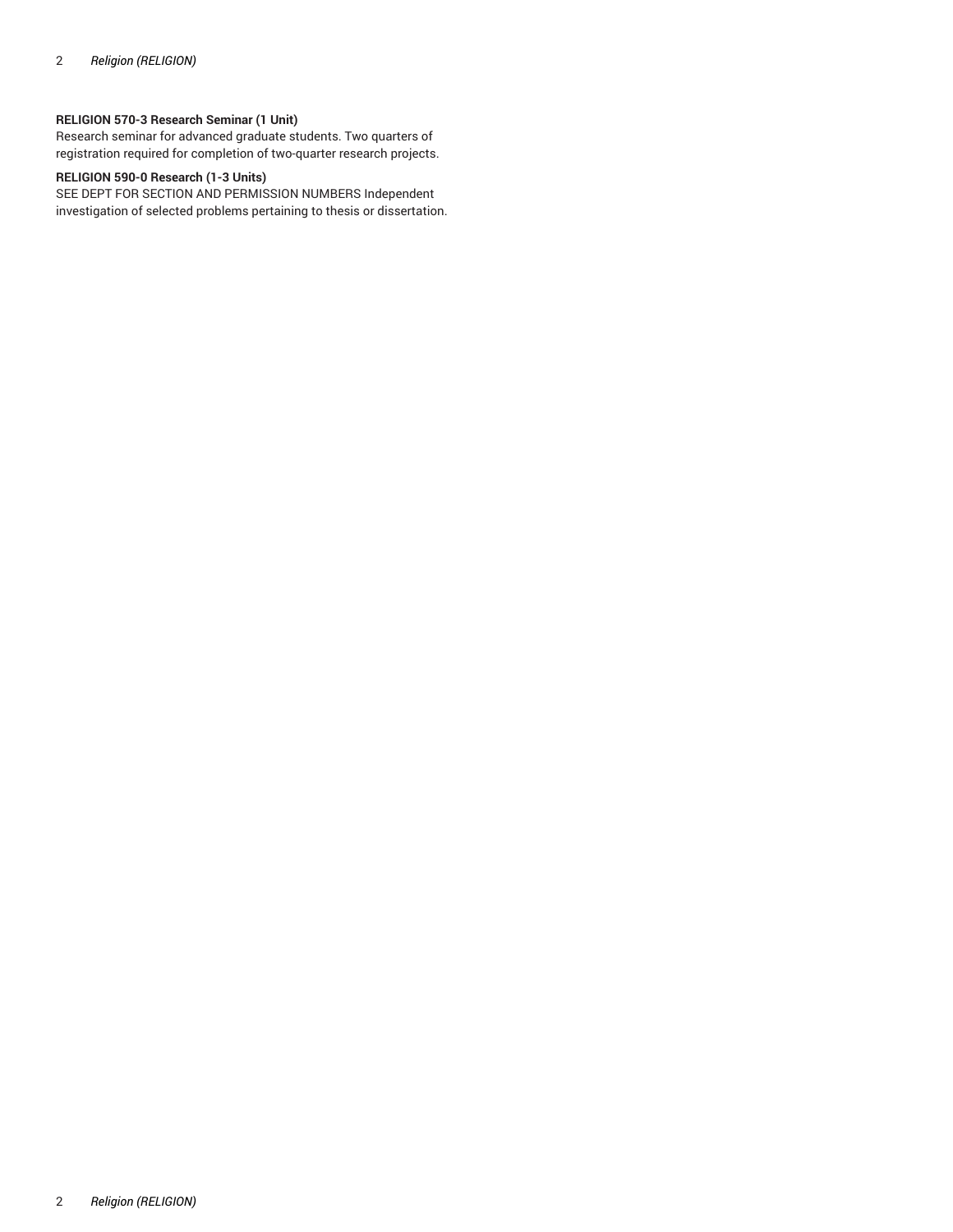**RELIGION 570-3 Research Seminar (1 Unit)**
Research seminar for advanced graduate students. Two quarters of registration required for completion of two-quarter research projects.

**RELIGION 590-0 Research (1-3 Units)**
SEE DEPT FOR SECTION AND PERMISSION NUMBERS Independent investigation of selected problems pertaining to thesis or dissertation.